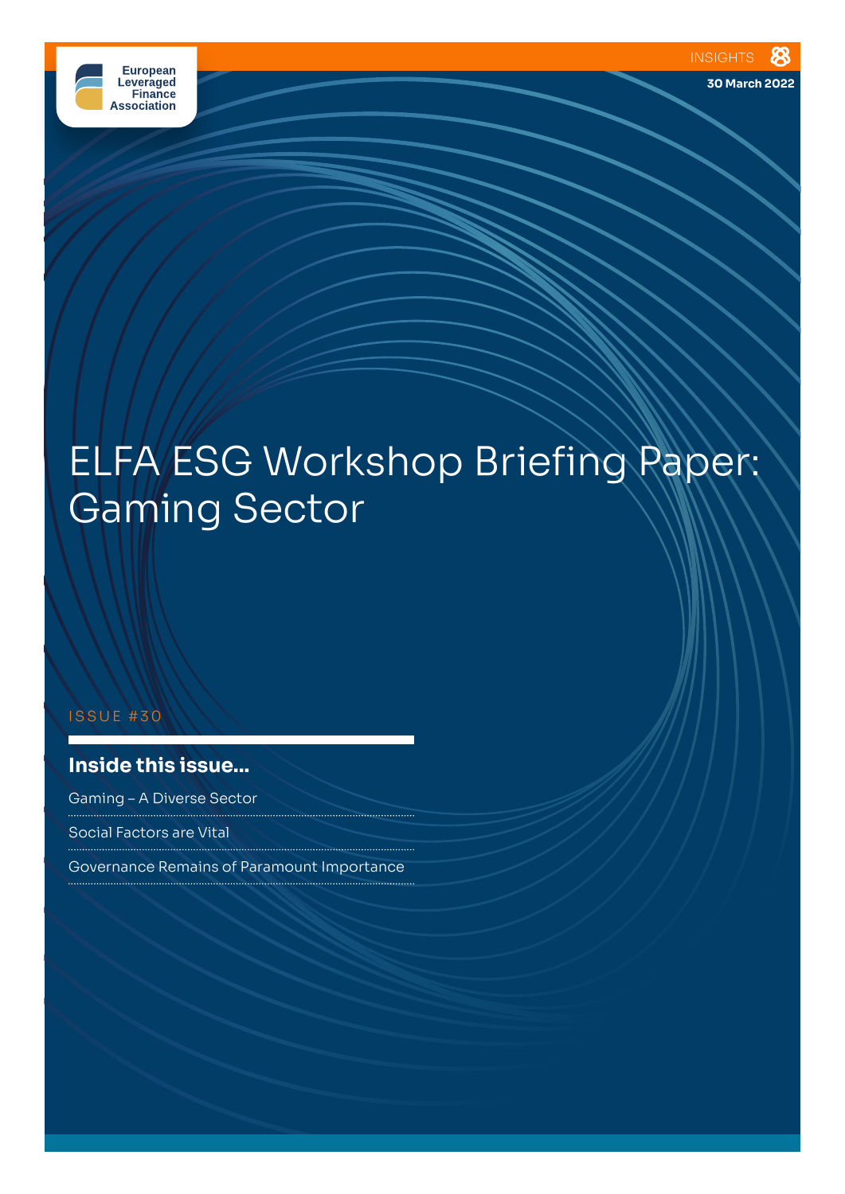European Leveraged Finance Association

INSIGHTS

30 March 2022

# ELFA ESG Workshop Briefing Paper: Gaming Sector

ISSUE #30

## Inside this issue...

- Gaming – A Diverse Sector
- Social Factors are Vital
- Governance Remains of Paramount Importance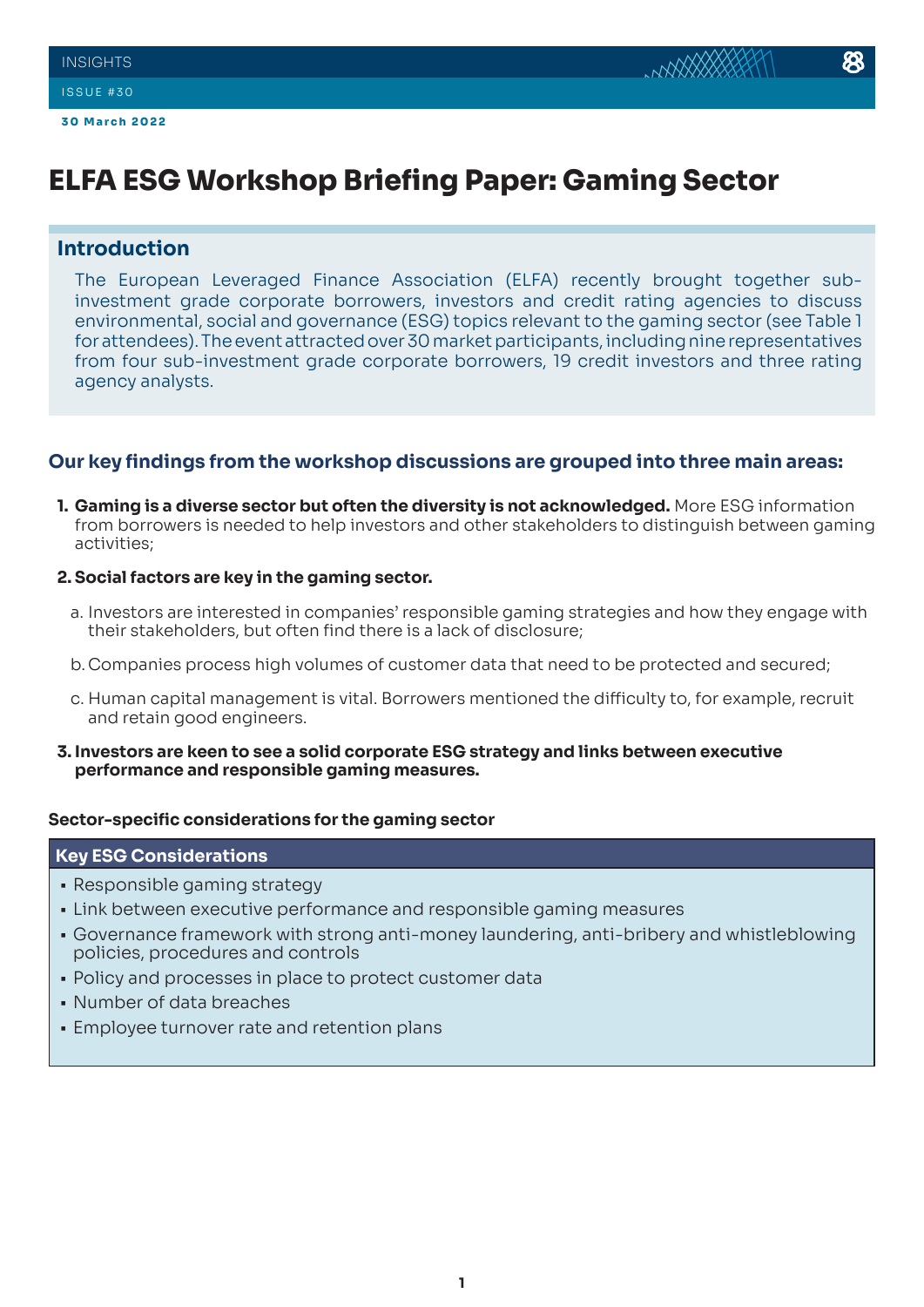INSIGHTS

ISSUE #30

**30 March 2022**

# ELFA ESG Workshop Briefing Paper: Gaming Sector

## Introduction

The European Leveraged Finance Association (ELFA) recently brought together sub-investment grade corporate borrowers, investors and credit rating agencies to discuss environmental, social and governance (ESG) topics relevant to the gaming sector (see Table 1 for attendees). The event attracted over 30 market participants, including nine representatives from four sub-investment grade corporate borrowers, 19 credit investors and three rating agency analysts.

### Our key findings from the workshop discussions are grouped into three main areas:

1. **Gaming is a diverse sector but often the diversity is not acknowledged.** More ESG information from borrowers is needed to help investors and other stakeholders to distinguish between gaming activities;

2. **Social factors are key in the gaming sector.**

   a. Investors are interested in companies' responsible gaming strategies and how they engage with their stakeholders, but often find there is a lack of disclosure;

   b. Companies process high volumes of customer data that need to be protected and secured;

   c. Human capital management is vital. Borrowers mentioned the difficulty to, for example, recruit and retain good engineers.

3. **Investors are keen to see a solid corporate ESG strategy and links between executive performance and responsible gaming measures.**

**Sector-specific considerations for the gaming sector**

| Key ESG Considerations |
| --- |
| ▪ Responsible gaming strategy<br>▪ Link between executive performance and responsible gaming measures<br>▪ Governance framework with strong anti-money laundering, anti-bribery and whistleblowing policies, procedures and controls<br>▪ Policy and processes in place to protect customer data<br>▪ Number of data breaches<br>▪ Employee turnover rate and retention plans |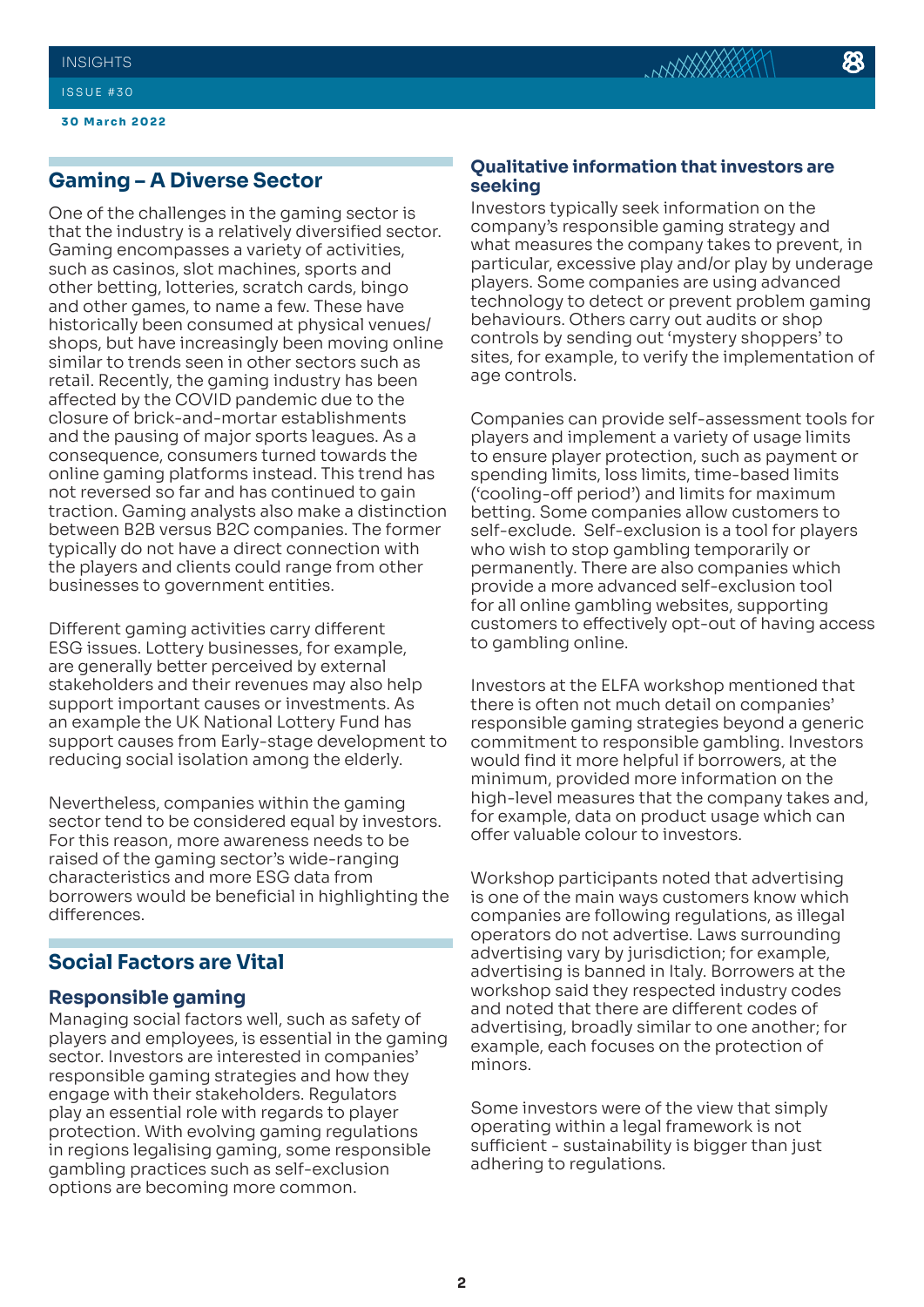## Gaming – A Diverse Sector

One of the challenges in the gaming sector is that the industry is a relatively diversified sector. Gaming encompasses a variety of activities, such as casinos, slot machines, sports and other betting, lotteries, scratch cards, bingo and other games, to name a few. These have historically been consumed at physical venues/ shops, but have increasingly been moving online similar to trends seen in other sectors such as retail. Recently, the gaming industry has been affected by the COVID pandemic due to the closure of brick-and-mortar establishments and the pausing of major sports leagues. As a consequence, consumers turned towards the online gaming platforms instead. This trend has not reversed so far and has continued to gain traction. Gaming analysts also make a distinction between B2B versus B2C companies. The former typically do not have a direct connection with the players and clients could range from other businesses to government entities.

Different gaming activities carry different ESG issues. Lottery businesses, for example, are generally better perceived by external stakeholders and their revenues may also help support important causes or investments. As an example the UK National Lottery Fund has support causes from Early-stage development to reducing social isolation among the elderly.

Nevertheless, companies within the gaming sector tend to be considered equal by investors. For this reason, more awareness needs to be raised of the gaming sector's wide-ranging characteristics and more ESG data from borrowers would be beneficial in highlighting the differences.

## Social Factors are Vital

### Responsible gaming

Managing social factors well, such as safety of players and employees, is essential in the gaming sector. Investors are interested in companies' responsible gaming strategies and how they engage with their stakeholders. Regulators play an essential role with regards to player protection. With evolving gaming regulations in regions legalising gaming, some responsible gambling practices such as self-exclusion options are becoming more common.

### Qualitative information that investors are seeking

Investors typically seek information on the company's responsible gaming strategy and what measures the company takes to prevent, in particular, excessive play and/or play by underage players. Some companies are using advanced technology to detect or prevent problem gaming behaviours. Others carry out audits or shop controls by sending out 'mystery shoppers' to sites, for example, to verify the implementation of age controls.

Companies can provide self-assessment tools for players and implement a variety of usage limits to ensure player protection, such as payment or spending limits, loss limits, time-based limits ('cooling-off period') and limits for maximum betting. Some companies allow customers to self-exclude. Self-exclusion is a tool for players who wish to stop gambling temporarily or permanently. There are also companies which provide a more advanced self-exclusion tool for all online gambling websites, supporting customers to effectively opt-out of having access to gambling online.

Investors at the ELFA workshop mentioned that there is often not much detail on companies' responsible gaming strategies beyond a generic commitment to responsible gambling. Investors would find it more helpful if borrowers, at the minimum, provided more information on the high-level measures that the company takes and, for example, data on product usage which can offer valuable colour to investors.

Workshop participants noted that advertising is one of the main ways customers know which companies are following regulations, as illegal operators do not advertise. Laws surrounding advertising vary by jurisdiction; for example, advertising is banned in Italy. Borrowers at the workshop said they respected industry codes and noted that there are different codes of advertising, broadly similar to one another; for example, each focuses on the protection of minors.

Some investors were of the view that simply operating within a legal framework is not sufficient - sustainability is bigger than just adhering to regulations.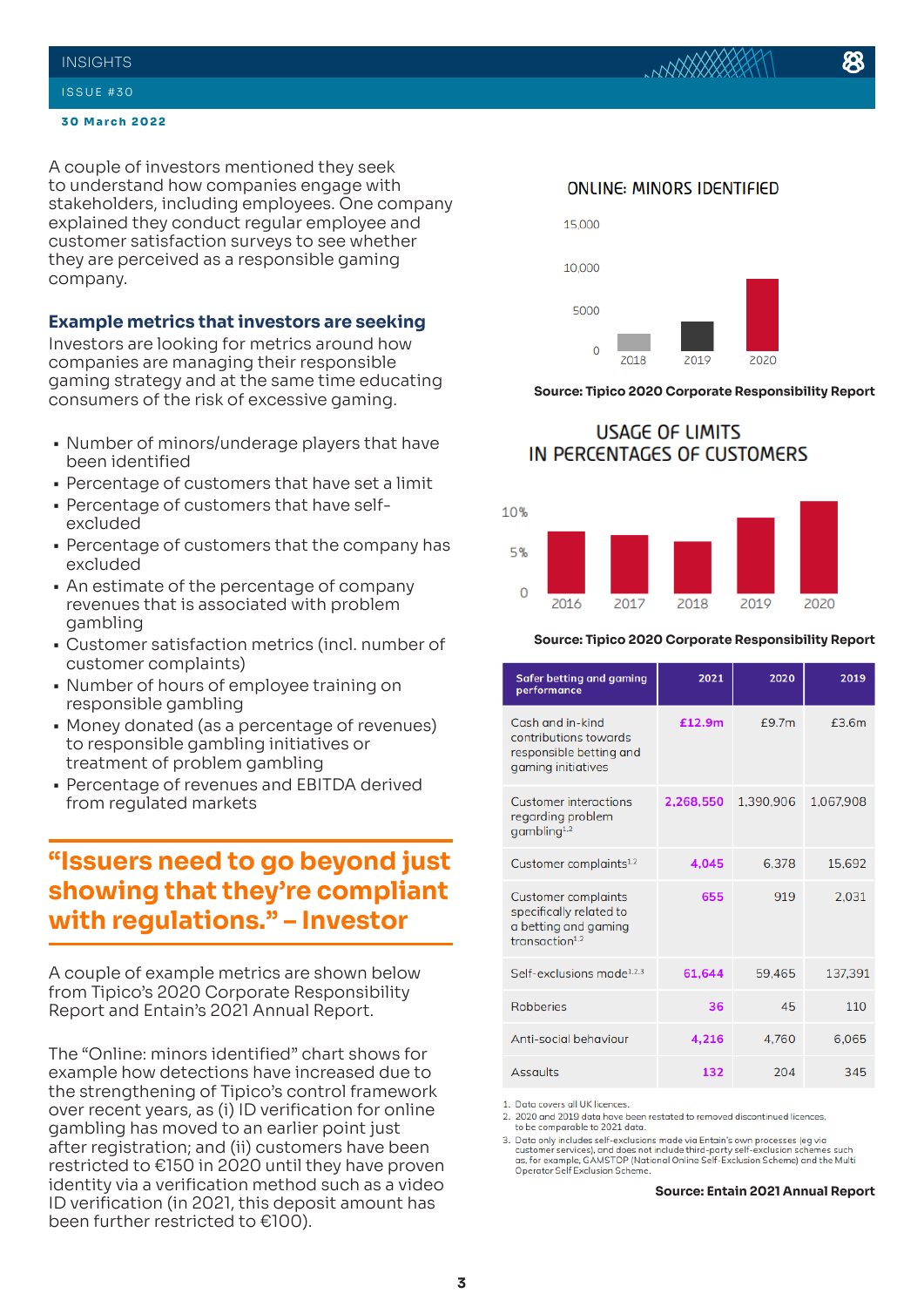A couple of investors mentioned they seek to understand how companies engage with stakeholders, including employees. One company explained they conduct regular employee and customer satisfaction surveys to see whether they are perceived as a responsible gaming company.

### Example metrics that investors are seeking

Investors are looking for metrics around how companies are managing their responsible gaming strategy and at the same time educating consumers of the risk of excessive gaming.

- Number of minors/underage players that have been identified
- Percentage of customers that have set a limit
- Percentage of customers that have self-excluded
- Percentage of customers that the company has excluded
- An estimate of the percentage of company revenues that is associated with problem gambling
- Customer satisfaction metrics (incl. number of customer complaints)
- Number of hours of employee training on responsible gambling
- Money donated (as a percentage of revenues) to responsible gambling initiatives or treatment of problem gambling
- Percentage of revenues and EBITDA derived from regulated markets

> **"Issuers need to go beyond just showing that they're compliant with regulations." – Investor**

A couple of example metrics are shown below from Tipico's 2020 Corporate Responsibility Report and Entain's 2021 Annual Report.

The "Online: minors identified" chart shows for example how detections have increased due to the strengthening of Tipico's control framework over recent years, as (i) ID verification for online gambling has moved to an earlier point just after registration; and (ii) customers have been restricted to €150 in 2020 until they have proven identity via a verification method such as a video ID verification (in 2021, this deposit amount has been further restricted to €100).

**ONLINE: MINORS IDENTIFIED**

**Source: Tipico 2020 Corporate Responsibility Report**

**USAGE OF LIMITS IN PERCENTAGES OF CUSTOMERS**

**Source: Tipico 2020 Corporate Responsibility Report**

| Safer betting and gaming performance | 2021 | 2020 | 2019 |
|---|---|---|---|
| Cash and in-kind contributions towards responsible betting and gaming initiatives | £12.9m | £9.7m | £3.6m |
| Customer interactions regarding problem gambling[1,2] | 2,268,550 | 1,390,906 | 1,067,908 |
| Customer complaints[1,2] | 4,045 | 6,378 | 15,692 |
| Customer complaints specifically related to a betting and gaming transaction[1,2] | 655 | 919 | 2,031 |
| Self-exclusions made[1,2,3] | 61,644 | 59,465 | 137,391 |
| Robberies | 36 | 45 | 110 |
| Anti-social behaviour | 4,216 | 4,760 | 6,065 |
| Assaults | 132 | 204 | 345 |

1. Data covers all UK licences.
2. 2020 and 2019 data have been restated to removed discontinued licences, to be comparable to 2021 data.
3. Data only includes self-exclusions made via Entain's own processes (eg via customer services), and does not include third-party self-exclusion schemes such as, for example, GAMSTOP (National Online Self-Exclusion Scheme) and the Multi Operator Self Exclusion Scheme.

**Source: Entain 2021 Annual Report**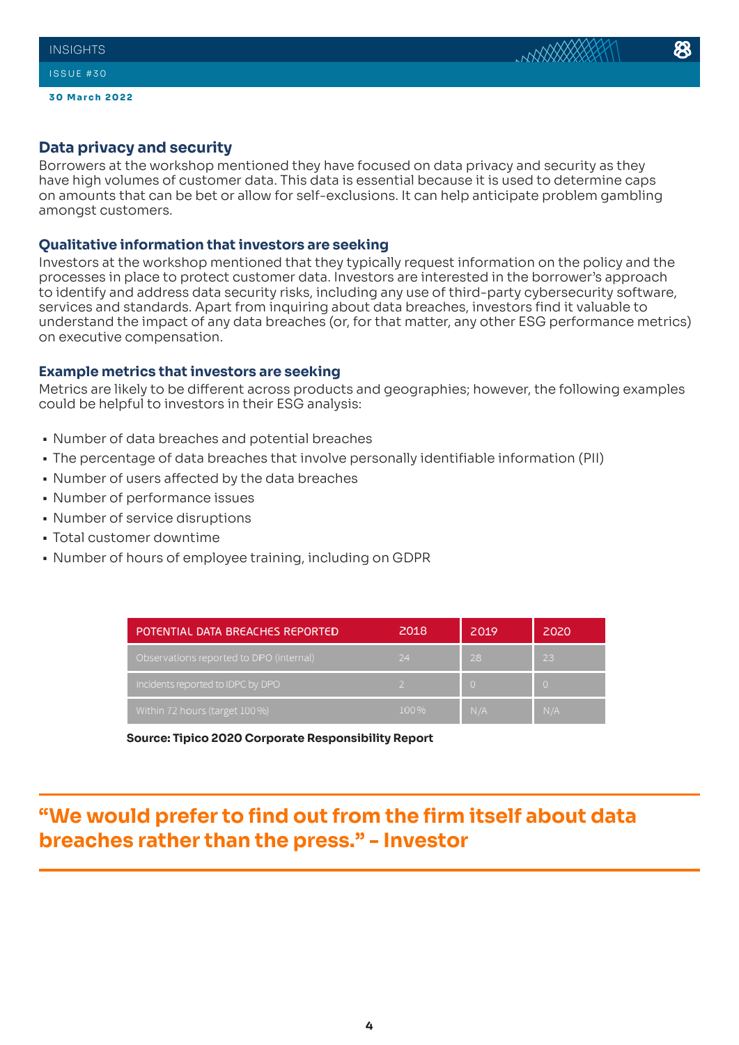## Data privacy and security

Borrowers at the workshop mentioned they have focused on data privacy and security as they have high volumes of customer data. This data is essential because it is used to determine caps on amounts that can be bet or allow for self-exclusions. It can help anticipate problem gambling amongst customers.

### Qualitative information that investors are seeking

Investors at the workshop mentioned that they typically request information on the policy and the processes in place to protect customer data. Investors are interested in the borrower's approach to identify and address data security risks, including any use of third-party cybersecurity software, services and standards. Apart from inquiring about data breaches, investors find it valuable to understand the impact of any data breaches (or, for that matter, any other ESG performance metrics) on executive compensation.

### Example metrics that investors are seeking

Metrics are likely to be different across products and geographies; however, the following examples could be helpful to investors in their ESG analysis:

- Number of data breaches and potential breaches
- The percentage of data breaches that involve personally identifiable information (PII)
- Number of users affected by the data breaches
- Number of performance issues
- Number of service disruptions
- Total customer downtime
- Number of hours of employee training, including on GDPR

| POTENTIAL DATA BREACHES REPORTED | 2018 | 2019 | 2020 |
|---|---|---|---|
| Observations reported to DPO (internal) | 24 | 28 | 23 |
| Incidents reported to IDPC by DPO | 2 | 0 | 0 |
| Within 72 hours (target 100%) | 100% | N/A | N/A |

**Source: Tipico 2020 Corporate Responsibility Report**

**"We would prefer to find out from the firm itself about data breaches rather than the press." – Investor**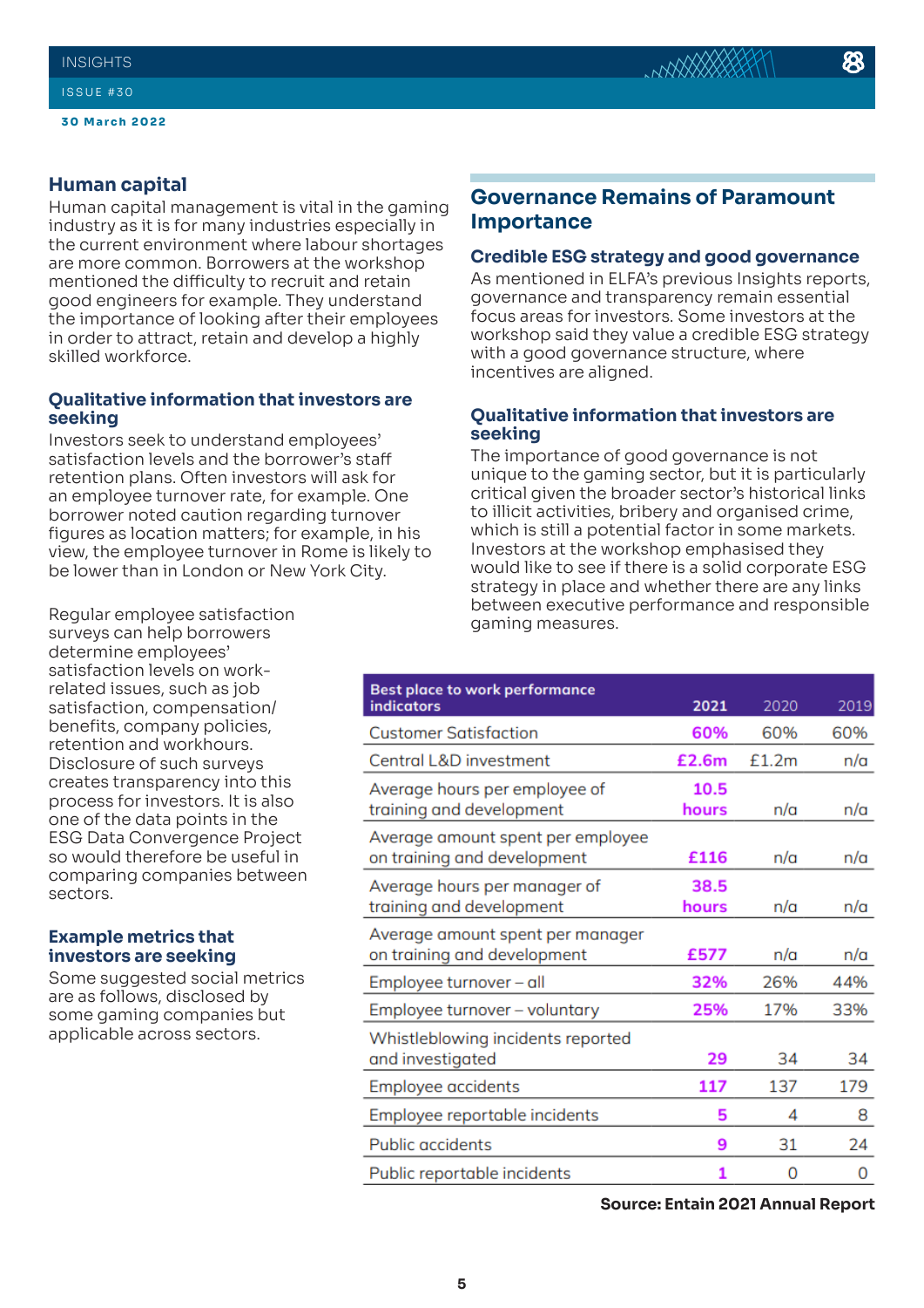## Human capital

Human capital management is vital in the gaming industry as it is for many industries especially in the current environment where labour shortages are more common. Borrowers at the workshop mentioned the difficulty to recruit and retain good engineers for example. They understand the importance of looking after their employees in order to attract, retain and develop a highly skilled workforce.

### Qualitative information that investors are seeking

Investors seek to understand employees' satisfaction levels and the borrower's staff retention plans. Often investors will ask for an employee turnover rate, for example. One borrower noted caution regarding turnover figures as location matters; for example, in his view, the employee turnover in Rome is likely to be lower than in London or New York City.

Regular employee satisfaction surveys can help borrowers determine employees' satisfaction levels on work-related issues, such as job satisfaction, compensation/ benefits, company policies, retention and workhours. Disclosure of such surveys creates transparency into this process for investors. It is also one of the data points in the ESG Data Convergence Project so would therefore be useful in comparing companies between sectors.

### Example metrics that investors are seeking

Some suggested social metrics are as follows, disclosed by some gaming companies but applicable across sectors.

## Governance Remains of Paramount Importance

### Credible ESG strategy and good governance

As mentioned in ELFA's previous Insights reports, governance and transparency remain essential focus areas for investors. Some investors at the workshop said they value a credible ESG strategy with a good governance structure, where incentives are aligned.

### Qualitative information that investors are seeking

The importance of good governance is not unique to the gaming sector, but it is particularly critical given the broader sector's historical links to illicit activities, bribery and organised crime, which is still a potential factor in some markets. Investors at the workshop emphasised they would like to see if there is a solid corporate ESG strategy in place and whether there are any links between executive performance and responsible gaming measures.

| Best place to work performance indicators | 2021 | 2020 | 2019 |
|---|---|---|---|
| Customer Satisfaction | 60% | 60% | 60% |
| Central L&D investment | £2.6m | £1.2m | n/a |
| Average hours per employee of training and development | 10.5 hours | n/a | n/a |
| Average amount spent per employee on training and development | £116 | n/a | n/a |
| Average hours per manager of training and development | 38.5 hours | n/a | n/a |
| Average amount spent per manager on training and development | £577 | n/a | n/a |
| Employee turnover – all | 32% | 26% | 44% |
| Employee turnover – voluntary | 25% | 17% | 33% |
| Whistleblowing incidents reported and investigated | 29 | 34 | 34 |
| Employee accidents | 117 | 137 | 179 |
| Employee reportable incidents | 5 | 4 | 8 |
| Public accidents | 9 | 31 | 24 |
| Public reportable incidents | 1 | 0 | 0 |

**Source: Entain 2021 Annual Report**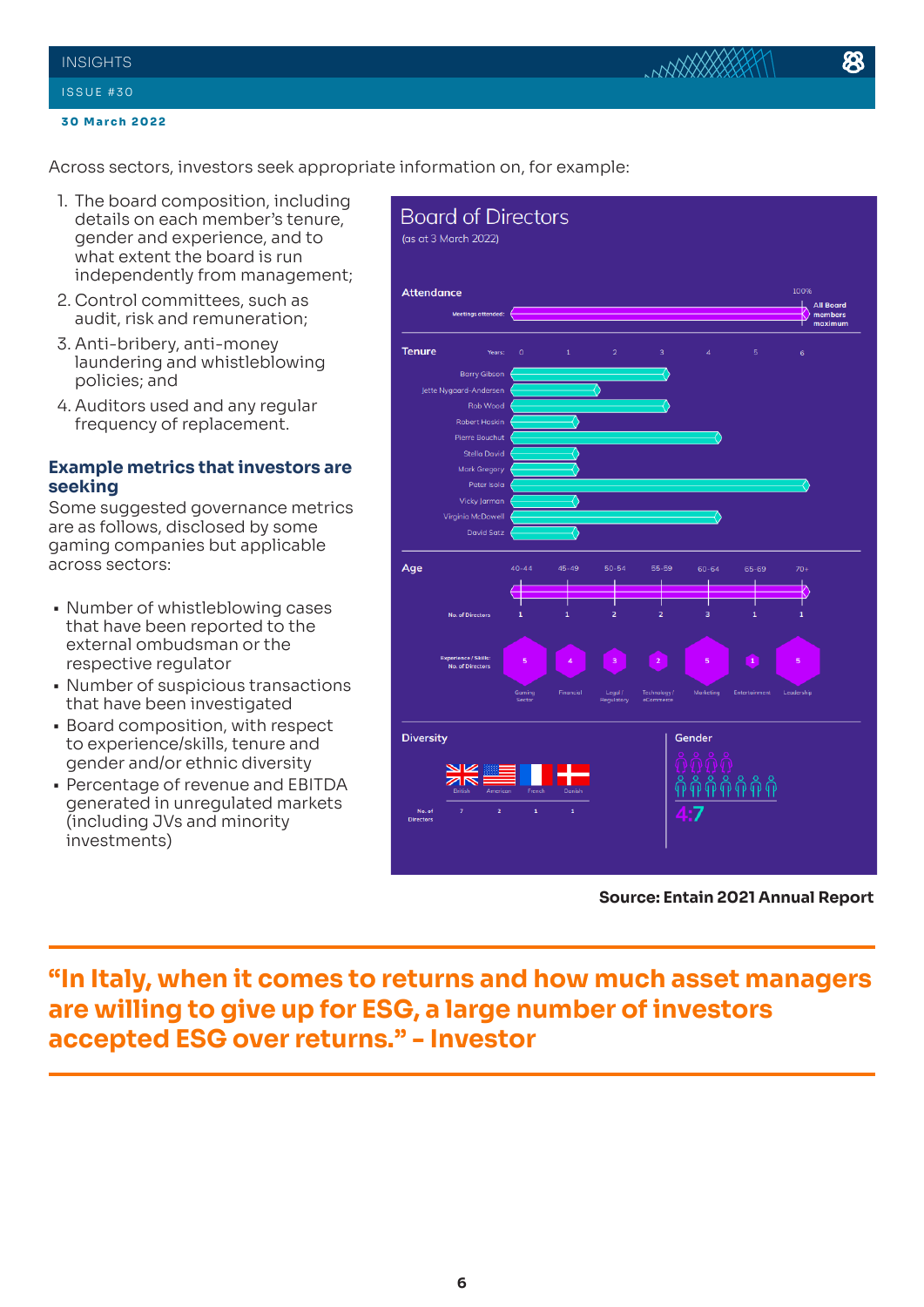Across sectors, investors seek appropriate information on, for example:

1. The board composition, including details on each member's tenure, gender and experience, and to what extent the board is run independently from management;
2. Control committees, such as audit, risk and remuneration;
3. Anti-bribery, anti-money laundering and whistleblowing policies; and
4. Auditors used and any regular frequency of replacement.

### Example metrics that investors are seeking

Some suggested governance metrics are as follows, disclosed by some gaming companies but applicable across sectors:

- Number of whistleblowing cases that have been reported to the external ombudsman or the respective regulator
- Number of suspicious transactions that have been investigated
- Board composition, with respect to experience/skills, tenure and gender and/or ethnic diversity
- Percentage of revenue and EBITDA generated in unregulated markets (including JVs and minority investments)

## Board of Directors

(as at 3 March 2022)

**Attendance**

Meetings attended: 100% — All Board members maximum

**Tenure**

| Director | Years |
|---|---|
| Barry Gibson | 3.2 |
| Jette Nygaard-Andersen | 1.8 |
| Rob Wood | 3.2 |
| Robert Hoskin | 1.4 |
| Pierre Bouchut | 4.4 |
| Stella David | 1.4 |
| Mark Gregory | 1.4 |
| Peter Isola | 6 |
| Vicky Jarman | 1.4 |
| Virginia McDowell | 4.4 |
| David Satz | 1.4 |

**Age**

| Age | 40-44 | 45-49 | 50-54 | 55-59 | 60-64 | 65-69 | 70+ |
|---|---|---|---|---|---|---|---|
| No. of Directors | 1 | 1 | 2 | 2 | 3 | 1 | 1 |

| Experience / Skills | Gaming Sector | Financial | Legal / Regulatory | Technology / eCommerce | Marketing | Entertainment | Leadership |
|---|---|---|---|---|---|---|---|
| No. of Directors | 5 | 4 | 3 | 2 | 5 | 1 | 5 |

**Diversity**

| | British | American | French | Danish |
|---|---|---|---|---|
| No. of Directors | 7 | 2 | 1 | 1 |

**Gender**

4:7

**Source: Entain 2021 Annual Report**

---

**"In Italy, when it comes to returns and how much asset managers are willing to give up for ESG, a large number of investors accepted ESG over returns." – Investor**

---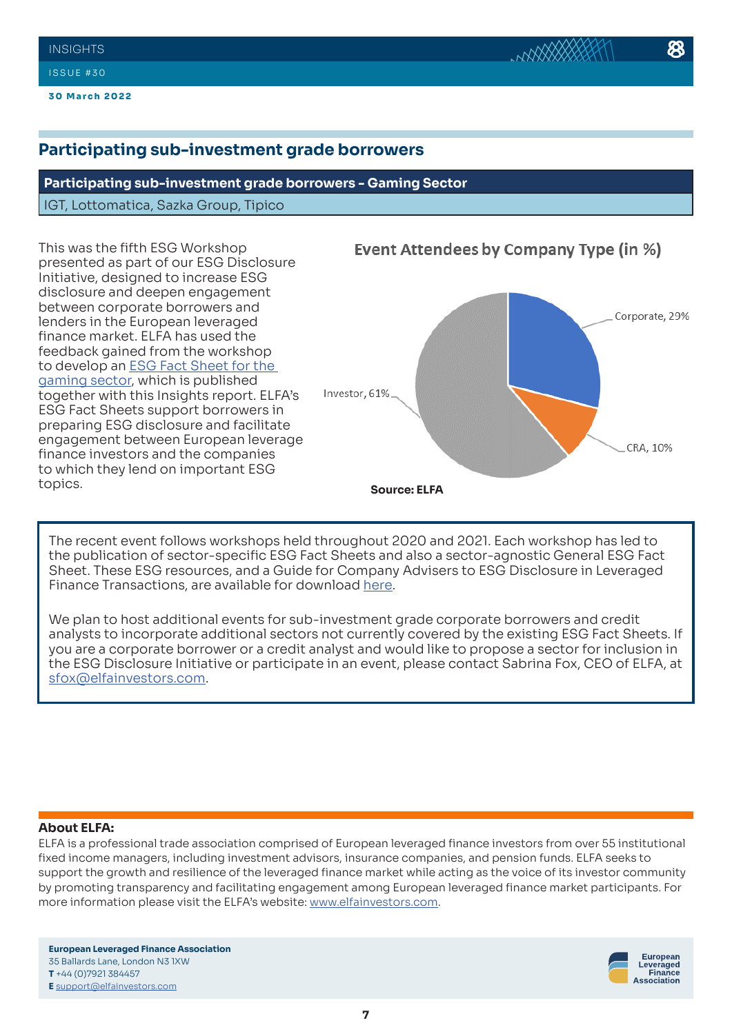## Participating sub-investment grade borrowers

| Participating sub-investment grade borrowers - Gaming Sector |
| --- |
| IGT, Lottomatica, Sazka Group, Tipico |

This was the fifth ESG Workshop presented as part of our ESG Disclosure Initiative, designed to increase ESG disclosure and deepen engagement between corporate borrowers and lenders in the European leveraged finance market. ELFA has used the feedback gained from the workshop to develop an [ESG Fact Sheet for the gaming sector](), which is published together with this Insights report. ELFA's ESG Fact Sheets support borrowers in preparing ESG disclosure and facilitate engagement between European leverage finance investors and the companies to which they lend on important ESG topics.

**Event Attendees by Company Type (in %)**

Corporate, 29%
CRA, 10%
Investor, 61%

**Source: ELFA**

The recent event follows workshops held throughout 2020 and 2021. Each workshop has led to the publication of sector-specific ESG Fact Sheets and also a sector-agnostic General ESG Fact Sheet. These ESG resources, and a Guide for Company Advisers to ESG Disclosure in Leveraged Finance Transactions, are available for download [here]().

We plan to host additional events for sub-investment grade corporate borrowers and credit analysts to incorporate additional sectors not currently covered by the existing ESG Fact Sheets. If you are a corporate borrower or a credit analyst and would like to propose a sector for inclusion in the ESG Disclosure Initiative or participate in an event, please contact Sabrina Fox, CEO of ELFA, at sfox@elfainvestors.com.

**About ELFA:**

ELFA is a professional trade association comprised of European leveraged finance investors from over 55 institutional fixed income managers, including investment advisors, insurance companies, and pension funds. ELFA seeks to support the growth and resilience of the leveraged finance market while acting as the voice of its investor community by promoting transparency and facilitating engagement among European leveraged finance market participants. For more information please visit the ELFA's website: www.elfainvestors.com.

**European Leveraged Finance Association**
35 Ballards Lane, London N3 1XW
**T** +44 (0)7921 384457
**E** support@elfainvestors.com